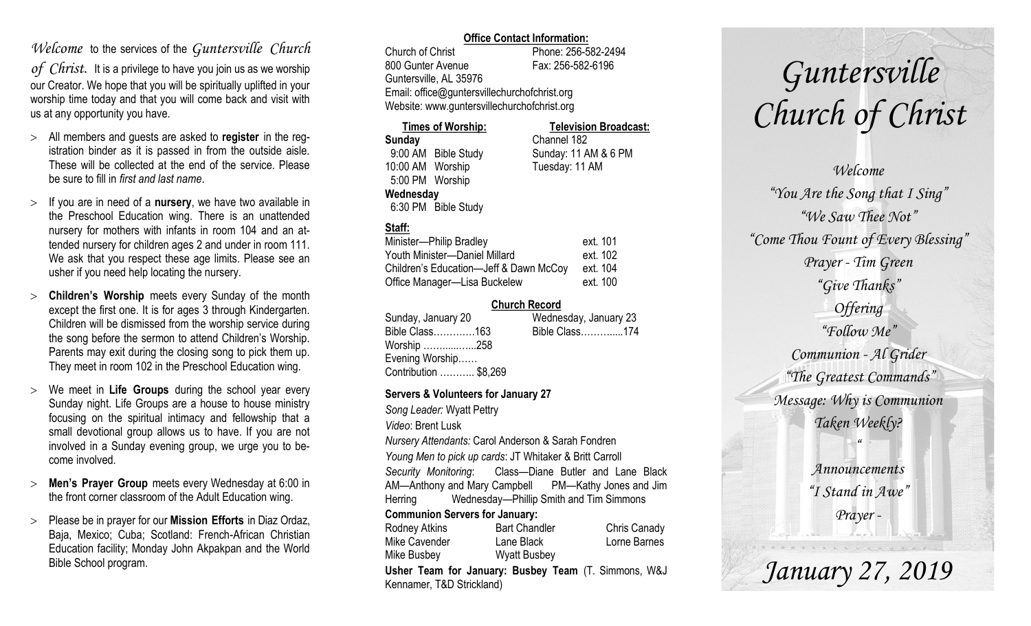*Welcome* to the services of the *Guntersville Church of Christ.* It is a privilege to have you join us as we worship our Creator. We hope that you will be spiritually uplifted in your worship time today and that you will come back and visit with us at any opportunity you have.

- All members and guests are asked to **register** in the registration binder as it is passed in from the outside aisle. These will be collected at the end of the service. Please be sure to fill in *first and last name*.
- If you are in need of a **nursery**, we have two available in the Preschool Education wing. There is an unattended nursery for mothers with infants in room 104 and an attended nursery for children ages 2 and under in room 111. We ask that you respect these age limits. Please see an usher if you need help locating the nursery.
- **Children's Worship** meets every Sunday of the month except the first one. It is for ages 3 through Kindergarten. Children will be dismissed from the worship service during the song before the sermon to attend Children's Worship. Parents may exit during the closing song to pick them up. They meet in room 102 in the Preschool Education wing.
- We meet in **Life Groups** during the school year every Sunday night. Life Groups are a house to house ministry focusing on the spiritual intimacy and fellowship that a small devotional group allows us to have. If you are not involved in a Sunday evening group, we urge you to become involved.
- **Men's Prayer Group** meets every Wednesday at 6:00 in the front corner classroom of the Adult Education wing.
- Please be in prayer for our **Mission Efforts** in Diaz Ordaz, Baja, Mexico; Cuba; Scotland: French-African Christian Education facility; Monday John Akpakpan and the World Bible School program.

**Office Contact Information:**

Church of Christ
800 Gunter Avenue
Guntersville, AL 35976
Phone: 256-582-2494
Fax: 256-582-6196
Email: office@guntersvillechurchofchrist.org
Website: www.guntersvillechurchofchrist.org

**Times of Worship:**

**Sunday**
9:00 AM Bible Study
10:00 AM Worship
5:00 PM Worship
**Wednesday**
6:30 PM Bible Study

**Television Broadcast:**

Channel 182
Sunday: 11 AM & 6 PM
Tuesday: 11 AM

**Staff:**

| | |
|---|---|
| Minister—Philip Bradley | ext. 101 |
| Youth Minister—Daniel Millard | ext. 102 |
| Children's Education—Jeff & Dawn McCoy | ext. 104 |
| Office Manager—Lisa Buckelew | ext. 100 |

**Church Record**

| Sunday, January 20 | Wednesday, January 23 |
|---|---|
| Bible Class…………163 | Bible Class………....174 |
| Worship ……......…..258 | |
| Evening Worship…… | |
| Contribution ……….. $8,269 | |

**Servers & Volunteers for January 27**

*Song Leader:* Wyatt Pettry
*Video*: Brent Lusk
*Nursery Attendants:* Carol Anderson & Sarah Fondren
*Young Men to pick up cards*: JT Whitaker & Britt Carroll
*Security Monitoring*: Class—Diane Butler and Lane Black AM—Anthony and Mary Campbell PM—Kathy Jones and Jim Herring Wednesday—Phillip Smith and Tim Simmons

**Communion Servers for January:**

| | | |
|---|---|---|
| Rodney Atkins | Bart Chandler | Chris Canady |
| Mike Cavender | Lane Black | Lorne Barnes |
| Mike Busbey | Wyatt Busbey | |

**Usher Team for January: Busbey Team** (T. Simmons, W&J Kennamer, T&D Strickland)

# *Guntersville Church of Christ*

*Welcome*
*"You Are the Song that I Sing"*
*"We Saw Thee Not"*
*"Come Thou Fount of Every Blessing"*
*Prayer - Tim Green*
*"Give Thanks"*
*Offering*
*"Follow Me"*
*Communion - Al Grider*
*"The Greatest Commands"*
*Message: Why is Communion Taken Weekly?*
*"*
*Announcements*
*"I Stand in Awe"*
*Prayer -*

*January 27, 2019*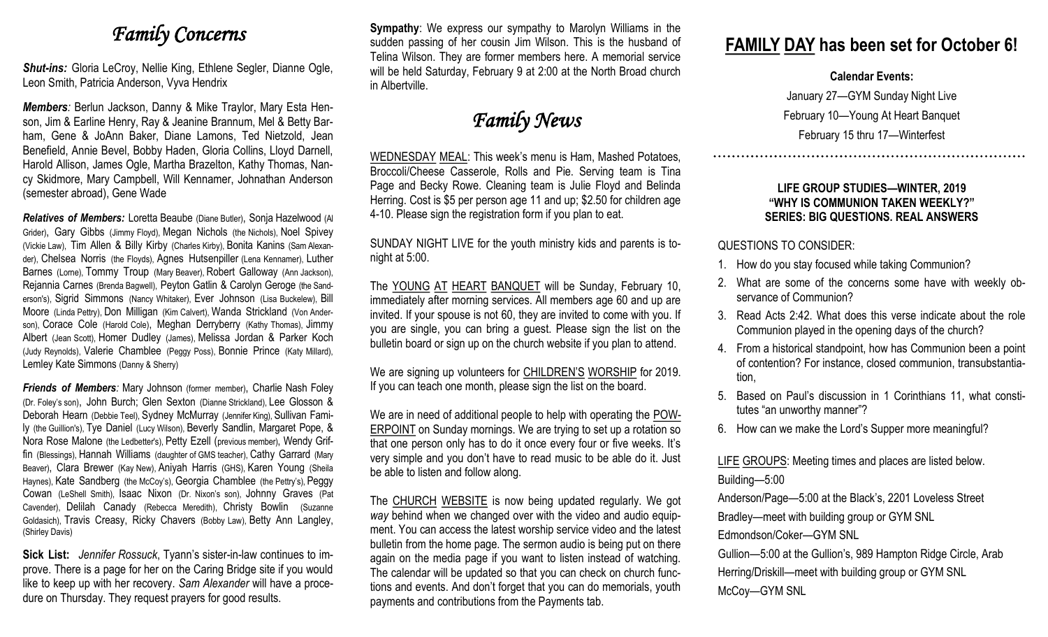# *Family Concerns*

***Shut-ins:*** Gloria LeCroy, Nellie King, Ethlene Segler, Dianne Ogle, Leon Smith, Patricia Anderson, Vyva Hendrix

***Members:*** Berlun Jackson, Danny & Mike Traylor, Mary Esta Henson, Jim & Earline Henry, Ray & Jeanine Brannum, Mel & Betty Barham, Gene & JoAnn Baker, Diane Lamons, Ted Nietzold, Jean Benefield, Annie Bevel, Bobby Haden, Gloria Collins, Lloyd Darnell, Harold Allison, James Ogle, Martha Brazelton, Kathy Thomas, Nancy Skidmore, Mary Campbell, Will Kennamer, Johnathan Anderson (semester abroad), Gene Wade

***Relatives of Members:*** Loretta Beaube (Diane Butler), Sonja Hazelwood (Al Grider), Gary Gibbs (Jimmy Floyd), Megan Nichols (the Nichols), Noel Spivey (Vickie Law), Tim Allen & Billy Kirby (Charles Kirby), Bonita Kanins (Sam Alexander), Chelsea Norris (the Floyds), Agnes Hutsenpiller (Lena Kennamer), Luther Barnes (Lorne), Tommy Troup (Mary Beaver), Robert Galloway (Ann Jackson), Rejannia Carnes (Brenda Bagwell), Peyton Gatlin & Carolyn Geroge (the Sanderson's), Sigrid Simmons (Nancy Whitaker), Ever Johnson (Lisa Buckelew), Bill Moore (Linda Pettry), Don Milligan (Kim Calvert), Wanda Strickland (Von Anderson), Corace Cole (Harold Cole), Meghan Derryberry (Kathy Thomas), Jimmy Albert (Jean Scott), Homer Dudley (James), Melissa Jordan & Parker Koch (Judy Reynolds), Valerie Chamblee (Peggy Poss), Bonnie Prince (Katy Millard), Lemley Kate Simmons (Danny & Sherry)

***Friends of Members:*** Mary Johnson (former member), Charlie Nash Foley (Dr. Foley's son), John Burch; Glen Sexton (Dianne Strickland), Lee Glosson & Deborah Hearn (Debbie Teel), Sydney McMurray (Jennifer King), Sullivan Family (the Guillion's), Tye Daniel (Lucy Wilson), Beverly Sandlin, Margaret Pope, & Nora Rose Malone (the Ledbetter's), Petty Ezell (previous member), Wendy Griffin (Blessings), Hannah Williams (daughter of GMS teacher), Cathy Garrard (Mary Beaver), Clara Brewer (Kay New), Aniyah Harris (GHS), Karen Young (Sheila Haynes), Kate Sandberg (the McCoy's), Georgia Chamblee (the Pettry's), Peggy Cowan (LeShell Smith), Isaac Nixon (Dr. Nixon's son), Johnny Graves (Pat Cavender), Delilah Canady (Rebecca Meredith), Christy Bowlin (Suzanne Goldasich), Travis Creasy, Ricky Chavers (Bobby Law), Betty Ann Langley, (Shirley Davis)

**Sick List:** *Jennifer Rossuck*, Tyann's sister-in-law continues to improve. There is a page for her on the Caring Bridge site if you would like to keep up with her recovery. *Sam Alexander* will have a procedure on Thursday. They request prayers for good results.

**Sympathy**: We express our sympathy to Marolyn Williams in the sudden passing of her cousin Jim Wilson. This is the husband of Telina Wilson. They are former members here. A memorial service will be held Saturday, February 9 at 2:00 at the North Broad church in Albertville.

# *Family News*

WEDNESDAY MEAL: This week's menu is Ham, Mashed Potatoes, Broccoli/Cheese Casserole, Rolls and Pie. Serving team is Tina Page and Becky Rowe. Cleaning team is Julie Floyd and Belinda Herring. Cost is $5 per person age 11 and up; $2.50 for children age 4-10. Please sign the registration form if you plan to eat.

SUNDAY NIGHT LIVE for the youth ministry kids and parents is tonight at 5:00.

The YOUNG AT HEART BANQUET will be Sunday, February 10, immediately after morning services. All members age 60 and up are invited. If your spouse is not 60, they are invited to come with you. If you are single, you can bring a guest. Please sign the list on the bulletin board or sign up on the church website if you plan to attend.

We are signing up volunteers for CHILDREN'S WORSHIP for 2019. If you can teach one month, please sign the list on the board.

We are in need of additional people to help with operating the POWERPOINT on Sunday mornings. We are trying to set up a rotation so that one person only has to do it once every four or five weeks. It's very simple and you don't have to read music to be able do it. Just be able to listen and follow along.

The CHURCH WEBSITE is now being updated regularly. We got *way* behind when we changed over with the video and audio equipment. You can access the latest worship service video and the latest bulletin from the home page. The sermon audio is being put on there again on the media page if you want to listen instead of watching. The calendar will be updated so that you can check on church functions and events. And don't forget that you can do memorials, youth payments and contributions from the Payments tab.

## FAMILY DAY has been set for October 6!

**Calendar Events:**

January 27—GYM Sunday Night Live

February 10—Young At Heart Banquet

February 15 thru 17—Winterfest

### LIFE GROUP STUDIES—WINTER, 2019
### "WHY IS COMMUNION TAKEN WEEKLY?"
### SERIES: BIG QUESTIONS. REAL ANSWERS

QUESTIONS TO CONSIDER:

1. How do you stay focused while taking Communion?
2. What are some of the concerns some have with weekly observance of Communion?
3. Read Acts 2:42. What does this verse indicate about the role Communion played in the opening days of the church?
4. From a historical standpoint, how has Communion been a point of contention? For instance, closed communion, transubstantiation,
5. Based on Paul's discussion in 1 Corinthians 11, what constitutes "an unworthy manner"?
6. How can we make the Lord's Supper more meaningful?

LIFE GROUPS: Meeting times and places are listed below.

Building—5:00

Anderson/Page—5:00 at the Black's, 2201 Loveless Street

Bradley—meet with building group or GYM SNL

Edmondson/Coker—GYM SNL

Gullion—5:00 at the Gullion's, 989 Hampton Ridge Circle, Arab

Herring/Driskill—meet with building group or GYM SNL

McCoy—GYM SNL